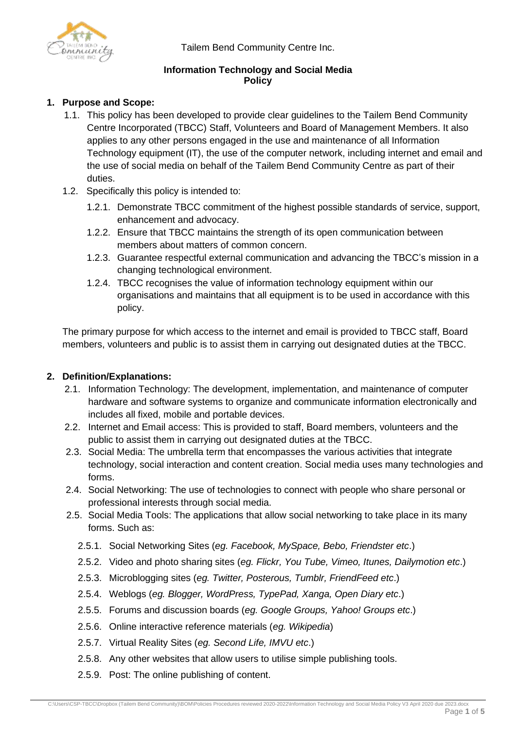Tailem Bend Community Centre Inc.

**Information Technology and Social Media Policy**

**1. Purpose and Scope:**

1.1. This policy has been developed to provide clear guidelines to the Tailem Bend Community Centre Incorporated (TBCC) Staff, Volunteers and Board of Management Members. It also applies to any other persons engaged in the use and maintenance of all Information Technology equipment (IT), the use of the computer network, including internet and email and the use of social media on behalf of the Tailem Bend Community Centre as part of their duties.

1.2. Specifically this policy is intended to:

1.2.1. Demonstrate TBCC commitment of the highest possible standards of service, support, enhancement and advocacy.

1.2.2. Ensure that TBCC maintains the strength of its open communication between members about matters of common concern.

1.2.3. Guarantee respectful external communication and advancing the TBCC's mission in a changing technological environment.

1.2.4. TBCC recognises the value of information technology equipment within our organisations and maintains that all equipment is to be used in accordance with this policy.

The primary purpose for which access to the internet and email is provided to TBCC staff, Board members, volunteers and public is to assist them in carrying out designated duties at the TBCC.

**2. Definition/Explanations:**

2.1. Information Technology: The development, implementation, and maintenance of computer hardware and software systems to organize and communicate information electronically and includes all fixed, mobile and portable devices.

2.2. Internet and Email access: This is provided to staff, Board members, volunteers and the public to assist them in carrying out designated duties at the TBCC.

2.3. Social Media: The umbrella term that encompasses the various activities that integrate technology, social interaction and content creation. Social media uses many technologies and forms.

2.4. Social Networking: The use of technologies to connect with people who share personal or professional interests through social media.

2.5. Social Media Tools: The applications that allow social networking to take place in its many forms. Such as:

2.5.1. Social Networking Sites (*eg. Facebook, MySpace, Bebo, Friendster etc*.)

2.5.2. Video and photo sharing sites (*eg. Flickr, You Tube, Vimeo, Itunes, Dailymotion etc*.)

2.5.3. Microblogging sites (*eg. Twitter, Posterous, Tumblr, FriendFeed etc*.)

2.5.4. Weblogs (*eg. Blogger, WordPress, TypePad, Xanga, Open Diary etc*.)

2.5.5. Forums and discussion boards (*eg. Google Groups, Yahoo! Groups etc*.)

2.5.6. Online interactive reference materials (*eg. Wikipedia*)

2.5.7. Virtual Reality Sites (*eg. Second Life, IMVU etc*.)

2.5.8. Any other websites that allow users to utilise simple publishing tools.

2.5.9. Post: The online publishing of content.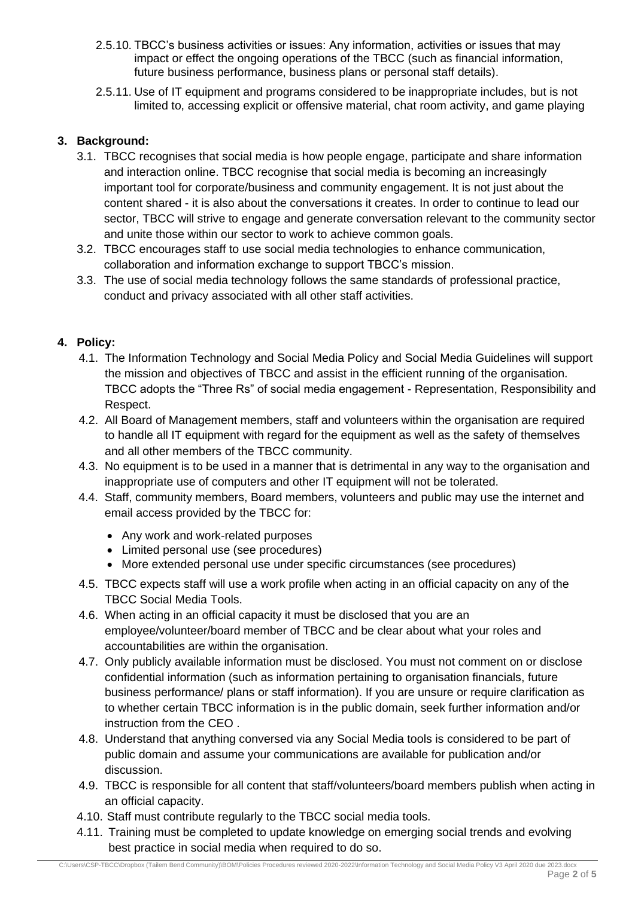2.5.10. TBCC's business activities or issues: Any information, activities or issues that may impact or effect the ongoing operations of the TBCC (such as financial information, future business performance, business plans or personal staff details).

2.5.11. Use of IT equipment and programs considered to be inappropriate includes, but is not limited to, accessing explicit or offensive material, chat room activity, and game playing

## 3. Background:

3.1. TBCC recognises that social media is how people engage, participate and share information and interaction online. TBCC recognise that social media is becoming an increasingly important tool for corporate/business and community engagement. It is not just about the content shared - it is also about the conversations it creates. In order to continue to lead our sector, TBCC will strive to engage and generate conversation relevant to the community sector and unite those within our sector to work to achieve common goals.

3.2. TBCC encourages staff to use social media technologies to enhance communication, collaboration and information exchange to support TBCC's mission.

3.3. The use of social media technology follows the same standards of professional practice, conduct and privacy associated with all other staff activities.

## 4. Policy:

4.1. The Information Technology and Social Media Policy and Social Media Guidelines will support the mission and objectives of TBCC and assist in the efficient running of the organisation. TBCC adopts the "Three Rs" of social media engagement - Representation, Responsibility and Respect.

4.2. All Board of Management members, staff and volunteers within the organisation are required to handle all IT equipment with regard for the equipment as well as the safety of themselves and all other members of the TBCC community.

4.3. No equipment is to be used in a manner that is detrimental in any way to the organisation and inappropriate use of computers and other IT equipment will not be tolerated.

4.4. Staff, community members, Board members, volunteers and public may use the internet and email access provided by the TBCC for:

- Any work and work-related purposes
- Limited personal use (see procedures)
- More extended personal use under specific circumstances (see procedures)

4.5. TBCC expects staff will use a work profile when acting in an official capacity on any of the TBCC Social Media Tools.

4.6. When acting in an official capacity it must be disclosed that you are an employee/volunteer/board member of TBCC and be clear about what your roles and accountabilities are within the organisation.

4.7. Only publicly available information must be disclosed. You must not comment on or disclose confidential information (such as information pertaining to organisation financials, future business performance/ plans or staff information). If you are unsure or require clarification as to whether certain TBCC information is in the public domain, seek further information and/or instruction from the CEO .

4.8. Understand that anything conversed via any Social Media tools is considered to be part of public domain and assume your communications are available for publication and/or discussion.

4.9. TBCC is responsible for all content that staff/volunteers/board members publish when acting in an official capacity.

4.10. Staff must contribute regularly to the TBCC social media tools.

4.11. Training must be completed to update knowledge on emerging social trends and evolving best practice in social media when required to do so.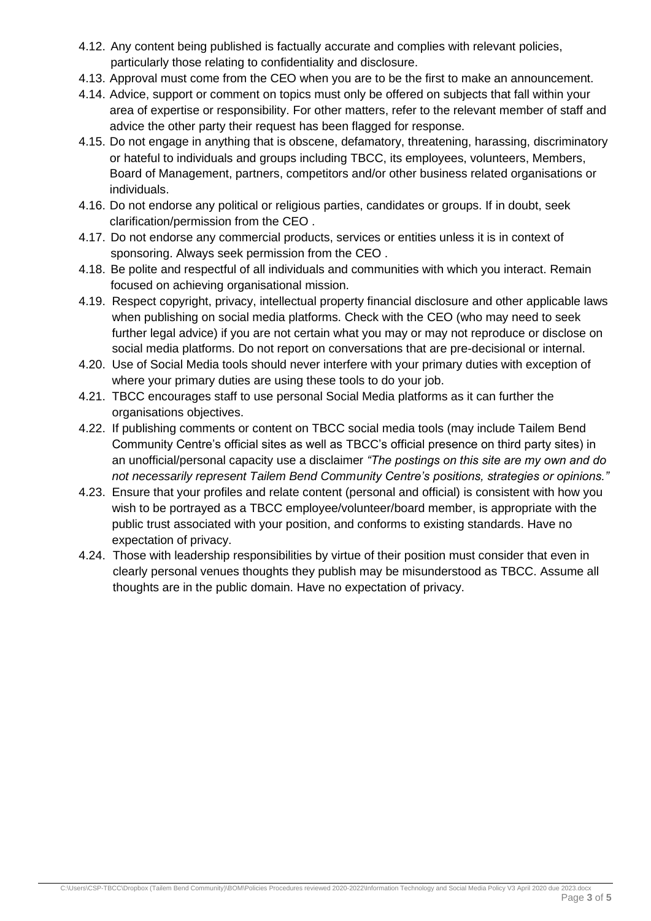4.12. Any content being published is factually accurate and complies with relevant policies, particularly those relating to confidentiality and disclosure.

4.13. Approval must come from the CEO when you are to be the first to make an announcement.

4.14. Advice, support or comment on topics must only be offered on subjects that fall within your area of expertise or responsibility. For other matters, refer to the relevant member of staff and advice the other party their request has been flagged for response.

4.15. Do not engage in anything that is obscene, defamatory, threatening, harassing, discriminatory or hateful to individuals and groups including TBCC, its employees, volunteers, Members, Board of Management, partners, competitors and/or other business related organisations or individuals.

4.16. Do not endorse any political or religious parties, candidates or groups. If in doubt, seek clarification/permission from the CEO .

4.17. Do not endorse any commercial products, services or entities unless it is in context of sponsoring. Always seek permission from the CEO .

4.18. Be polite and respectful of all individuals and communities with which you interact. Remain focused on achieving organisational mission.

4.19. Respect copyright, privacy, intellectual property financial disclosure and other applicable laws when publishing on social media platforms. Check with the CEO (who may need to seek further legal advice) if you are not certain what you may or may not reproduce or disclose on social media platforms. Do not report on conversations that are pre-decisional or internal.

4.20. Use of Social Media tools should never interfere with your primary duties with exception of where your primary duties are using these tools to do your job.

4.21. TBCC encourages staff to use personal Social Media platforms as it can further the organisations objectives.

4.22. If publishing comments or content on TBCC social media tools (may include Tailem Bend Community Centre's official sites as well as TBCC's official presence on third party sites) in an unofficial/personal capacity use a disclaimer *"The postings on this site are my own and do not necessarily represent Tailem Bend Community Centre's positions, strategies or opinions."*

4.23. Ensure that your profiles and relate content (personal and official) is consistent with how you wish to be portrayed as a TBCC employee/volunteer/board member, is appropriate with the public trust associated with your position, and conforms to existing standards. Have no expectation of privacy.

4.24. Those with leadership responsibilities by virtue of their position must consider that even in clearly personal venues thoughts they publish may be misunderstood as TBCC. Assume all thoughts are in the public domain. Have no expectation of privacy.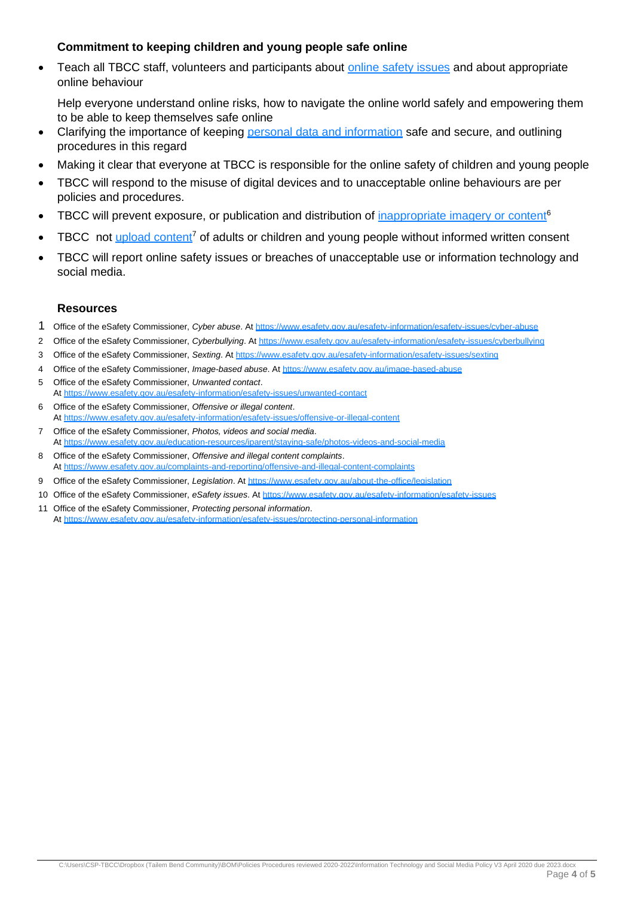### Commitment to keeping children and young people safe online

- Teach all TBCC staff, volunteers and participants about online safety issues and about appropriate online behaviour

  Help everyone understand online risks, how to navigate the online world safely and empowering them to be able to keep themselves safe online
- Clarifying the importance of keeping personal data and information safe and secure, and outlining procedures in this regard
- Making it clear that everyone at TBCC is responsible for the online safety of children and young people
- TBCC will respond to the misuse of digital devices and to unacceptable online behaviours are per policies and procedures.
- TBCC will prevent exposure, or publication and distribution of inappropriate imagery or content[6]
- TBCC  not upload content[7] of adults or children and young people without informed written consent
- TBCC will report online safety issues or breaches of unacceptable use or information technology and social media.

### Resources

1. Office of the eSafety Commissioner, *Cyber abuse*. At https://www.esafety.gov.au/esafety-information/esafety-issues/cyber-abuse
2. Office of the eSafety Commissioner, *Cyberbullying*. At https://www.esafety.gov.au/esafety-information/esafety-issues/cyberbullying
3. Office of the eSafety Commissioner, *Sexting*. At https://www.esafety.gov.au/esafety-information/esafety-issues/sexting
4. Office of the eSafety Commissioner, *Image-based abuse*. At https://www.esafety.gov.au/image-based-abuse
5. Office of the eSafety Commissioner, *Unwanted contact*. At https://www.esafety.gov.au/esafety-information/esafety-issues/unwanted-contact
6. Office of the eSafety Commissioner, *Offensive or illegal content*. At https://www.esafety.gov.au/esafety-information/esafety-issues/offensive-or-illegal-content
7. Office of the eSafety Commissioner, *Photos, videos and social media*. At https://www.esafety.gov.au/education-resources/iparent/staying-safe/photos-videos-and-social-media
8. Office of the eSafety Commissioner, *Offensive and illegal content complaints*. At https://www.esafety.gov.au/complaints-and-reporting/offensive-and-illegal-content-complaints
9. Office of the eSafety Commissioner, *Legislation*. At https://www.esafety.gov.au/about-the-office/legislation
10. Office of the eSafety Commissioner, *eSafety issues*. At https://www.esafety.gov.au/esafety-information/esafety-issues
11. Office of the eSafety Commissioner, *Protecting personal information*. At https://www.esafety.gov.au/esafety-information/esafety-issues/protecting-personal-information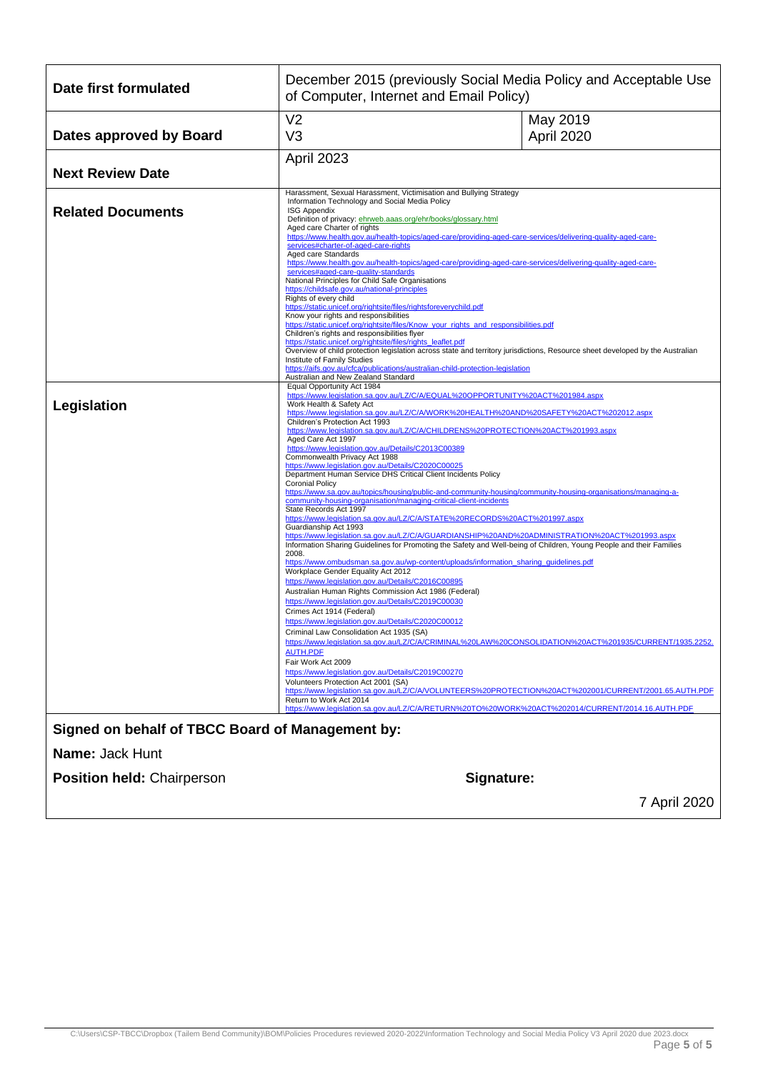| | | |
|---|---|---|
| **Date first formulated** | December 2015 (previously Social Media Policy and Acceptable Use of Computer, Internet and Email Policy) | |
| **Dates approved by Board** | V2<br>V3 | May 2019<br>April 2020 |
| **Next Review Date** | April 2023 | |
| **Related Documents** | Harassment, Sexual Harassment, Victimisation and Bullying Strategy<br>Information Technology and Social Media Policy<br>ISG Appendix<br>Definition of privacy: ehrweb.aaas.org/ehr/books/glossary.html<br>Aged care Charter of rights<br>https://www.health.gov.au/health-topics/aged-care/providing-aged-care-services/delivering-quality-aged-care-services#charter-of-aged-care-rights<br>Aged care Standards<br>https://www.health.gov.au/health-topics/aged-care/providing-aged-care-services/delivering-quality-aged-care-services#aged-care-quality-standards<br>National Principles for Child Safe Organisations<br>https://childsafe.gov.au/national-principles<br>Rights of every child<br>https://static.unicef.org/rightsite/files/rightsforeverychild.pdf<br>Know your rights and responsibilities<br>https://static.unicef.org/rightsite/files/Know_your_rights_and_responsibilities.pdf<br>Children's rights and responsibilities flyer<br>https://static.unicef.org/rightsite/files/rights_leaflet.pdf<br>Overview of child protection legislation across state and territory jurisdictions, Resource sheet developed by the Australian Institute of Family Studies<br>https://aifs.gov.au/cfca/publications/australian-child-protection-legislation<br>Australian and New Zealand Standard | |
| **Legislation** | Equal Opportunity Act 1984<br>https://www.legislation.sa.gov.au/LZ/C/A/EQUAL%20OPPORTUNITY%20ACT%201984.aspx<br>Work Health & Safety Act<br>https://www.legislation.sa.gov.au/LZ/C/A/WORK%20HEALTH%20AND%20SAFETY%20ACT%202012.aspx<br>Children's Protection Act 1993<br>https://www.legislation.sa.gov.au/LZ/C/A/CHILDRENS%20PROTECTION%20ACT%201993.aspx<br>Aged Care Act 1997<br>https://www.legislation.gov.au/Details/C2013C00389<br>Commonwealth Privacy Act 1988<br>https://www.legislation.gov.au/Details/C2020C00025<br>Department Human Service DHS Critical Client Incidents Policy<br>Coronial Policy<br>https://www.sa.gov.au/topics/housing/public-and-community-housing/community-housing-organisations/managing-a-community-housing-organisation/managing-critical-client-incidents<br>State Records Act 1997<br>https://www.legislation.sa.gov.au/LZ/C/A/STATE%20RECORDS%20ACT%201997.aspx<br>Guardianship Act 1993<br>https://www.legislation.sa.gov.au/LZ/C/A/GUARDIANSHIP%20AND%20ADMINISTRATION%20ACT%201993.aspx<br>Information Sharing Guidelines for Promoting the Safety and Well-being of Children, Young People and their Families 2008.<br>https://www.ombudsman.sa.gov.au/wp-content/uploads/information_sharing_guidelines.pdf<br>Workplace Gender Equality Act 2012<br>https://www.legislation.gov.au/Details/C2016C00895<br>Australian Human Rights Commission Act 1986 (Federal)<br>https://www.legislation.gov.au/Details/C2019C00030<br>Crimes Act 1914 (Federal)<br>https://www.legislation.gov.au/Details/C2020C00012<br>Criminal Law Consolidation Act 1935 (SA)<br>https://www.legislation.sa.gov.au/LZ/C/A/CRIMINAL%20LAW%20CONSOLIDATION%20ACT%201935/CURRENT/1935.2252.AUTH.PDF<br>Fair Work Act 2009<br>https://www.legislation.gov.au/Details/C2019C00270<br>Volunteers Protection Act 2001 (SA)<br>https://www.legislation.sa.gov.au/LZ/C/A/VOLUNTEERS%20PROTECTION%20ACT%202001/CURRENT/2001.65.AUTH.PDF<br>Return to Work Act 2014<br>https://www.legislation.sa.gov.au/LZ/C/A/RETURN%20TO%20WORK%20ACT%202014/CURRENT/2014.16.AUTH.PDF | |

**Signed on behalf of TBCC Board of Management by:**

**Name:** Jack Hunt

**Position held:** Chairperson **Signature:**

7 April 2020